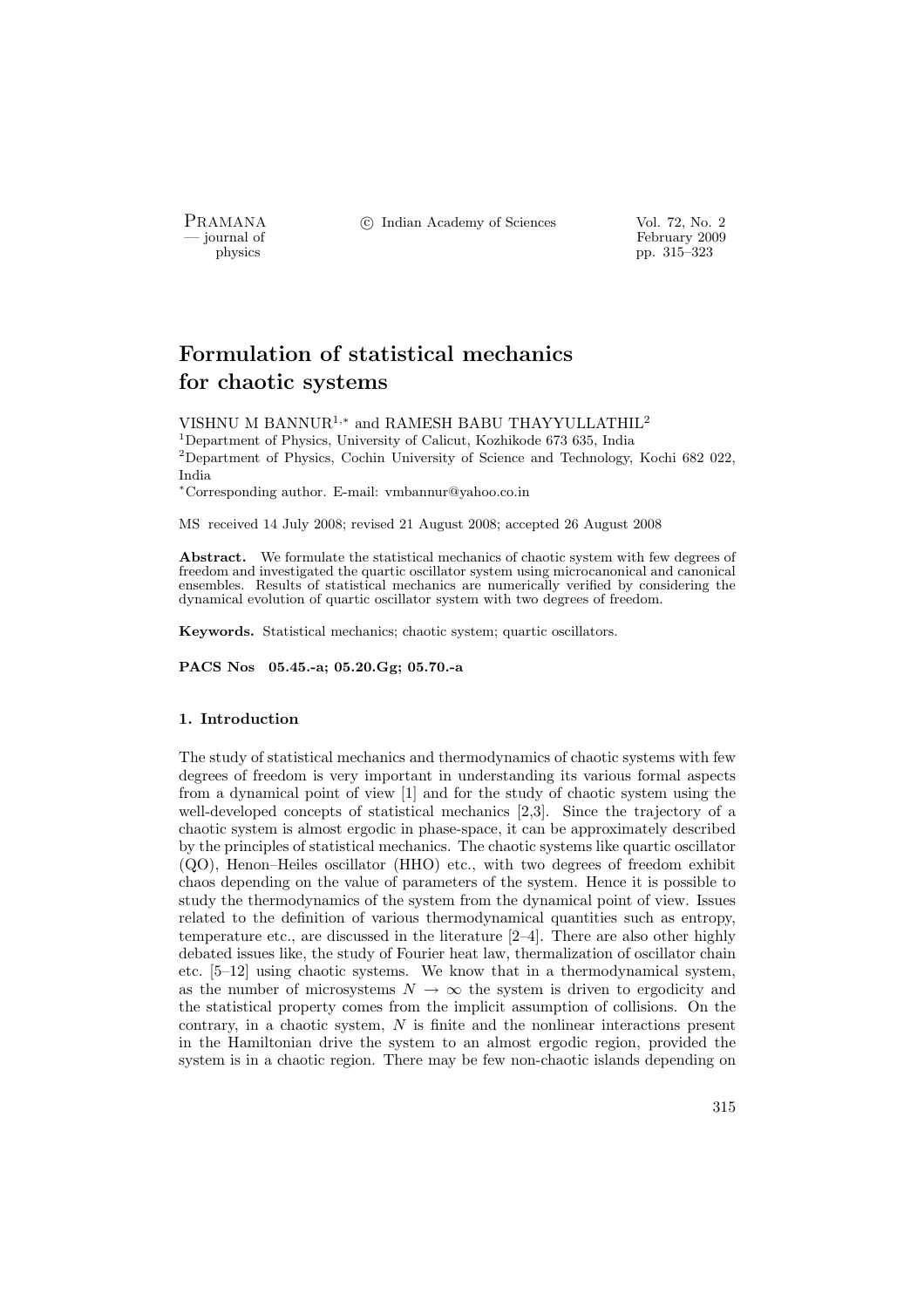# Formulation of statistical mechanics for chaotic systems

VISHNU M BANNUR[1,*] and RAMESH BABU THAYYULLATHIL[2]

[1]Department of Physics, University of Calicut, Kozhikode 673 635, India

[2]Department of Physics, Cochin University of Science and Technology, Kochi 682 022, India

[*]Corresponding author. E-mail: vmbannur@yahoo.co.in

MS received 14 July 2008; revised 21 August 2008; accepted 26 August 2008

**Abstract.** We formulate the statistical mechanics of chaotic system with few degrees of freedom and investigated the quartic oscillator system using microcanonical and canonical ensembles. Results of statistical mechanics are numerically verified by considering the dynamical evolution of quartic oscillator system with two degrees of freedom.

**Keywords.** Statistical mechanics; chaotic system; quartic oscillators.

**PACS Nos 05.45.-a; 05.20.Gg; 05.70.-a**

### 1. Introduction

The study of statistical mechanics and thermodynamics of chaotic systems with few degrees of freedom is very important in understanding its various formal aspects from a dynamical point of view [1] and for the study of chaotic system using the well-developed concepts of statistical mechanics [2,3]. Since the trajectory of a chaotic system is almost ergodic in phase-space, it can be approximately described by the principles of statistical mechanics. The chaotic systems like quartic oscillator (QO), Henon–Heiles oscillator (HHO) etc., with two degrees of freedom exhibit chaos depending on the value of parameters of the system. Hence it is possible to study the thermodynamics of the system from the dynamical point of view. Issues related to the definition of various thermodynamical quantities such as entropy, temperature etc., are discussed in the literature [2–4]. There are also other highly debated issues like, the study of Fourier heat law, thermalization of oscillator chain etc. [5–12] using chaotic systems. We know that in a thermodynamical system, as the number of microsystems $N \to \infty$ the system is driven to ergodicity and the statistical property comes from the implicit assumption of collisions. On the contrary, in a chaotic system, $N$ is finite and the nonlinear interactions present in the Hamiltonian drive the system to an almost ergodic region, provided the system is in a chaotic region. There may be few non-chaotic islands depending on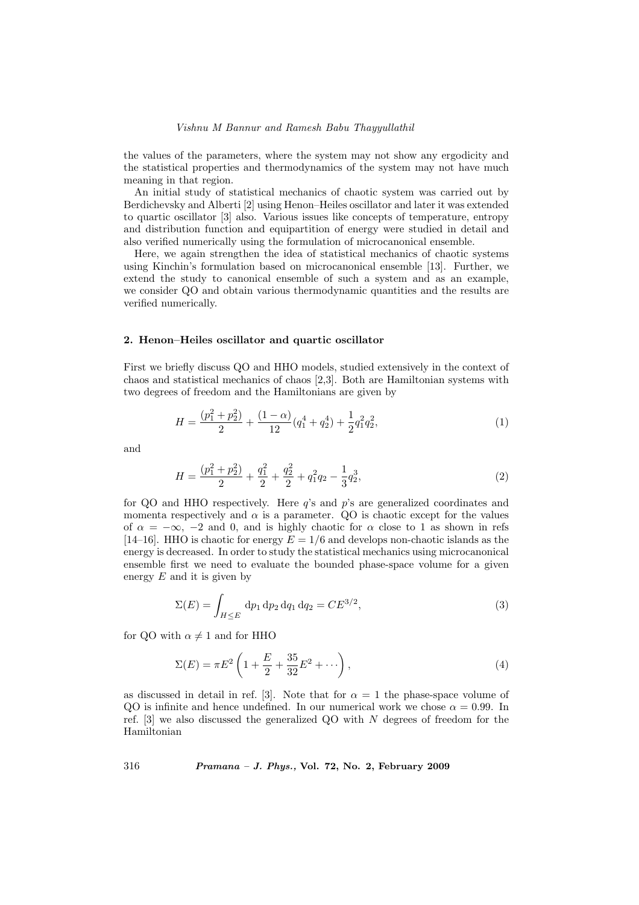the values of the parameters, where the system may not show any ergodicity and the statistical properties and thermodynamics of the system may not have much meaning in that region.

An initial study of statistical mechanics of chaotic system was carried out by Berdichevsky and Alberti [2] using Henon–Heiles oscillator and later it was extended to quartic oscillator [3] also. Various issues like concepts of temperature, entropy and distribution function and equipartition of energy were studied in detail and also verified numerically using the formulation of microcanonical ensemble.

Here, we again strengthen the idea of statistical mechanics of chaotic systems using Kinchin's formulation based on microcanonical ensemble [13]. Further, we extend the study to canonical ensemble of such a system and as an example, we consider QO and obtain various thermodynamic quantities and the results are verified numerically.

## 2. Henon–Heiles oscillator and quartic oscillator

First we briefly discuss QO and HHO models, studied extensively in the context of chaos and statistical mechanics of chaos [2,3]. Both are Hamiltonian systems with two degrees of freedom and the Hamiltonians are given by

$$H = \frac{(p_1^2 + p_2^2)}{2} + \frac{(1-\alpha)}{12}(q_1^4 + q_2^4) + \frac{1}{2}q_1^2 q_2^2, \tag{1}$$

and

$$H = \frac{(p_1^2 + p_2^2)}{2} + \frac{q_1^2}{2} + \frac{q_2^2}{2} + q_1^2 q_2 - \frac{1}{3}q_2^3, \tag{2}$$

for QO and HHO respectively. Here $q$'s and $p$'s are generalized coordinates and momenta respectively and $\alpha$ is a parameter. QO is chaotic except for the values of $\alpha = -\infty$, $-2$ and 0, and is highly chaotic for $\alpha$ close to 1 as shown in refs [14–16]. HHO is chaotic for energy $E = 1/6$ and develops non-chaotic islands as the energy is decreased. In order to study the statistical mechanics using microcanonical ensemble first we need to evaluate the bounded phase-space volume for a given energy $E$ and it is given by

$$\Sigma(E) = \int_{H \leq E} \mathrm{d}p_1 \, \mathrm{d}p_2 \, \mathrm{d}q_1 \, \mathrm{d}q_2 = C E^{3/2}, \tag{3}$$

for QO with $\alpha \neq 1$ and for HHO

$$\Sigma(E) = \pi E^2 \left(1 + \frac{E}{2} + \frac{35}{32}E^2 + \cdots\right), \tag{4}$$

as discussed in detail in ref. [3]. Note that for $\alpha = 1$ the phase-space volume of QO is infinite and hence undefined. In our numerical work we chose $\alpha = 0.99$. In ref. [3] we also discussed the generalized QO with $N$ degrees of freedom for the Hamiltonian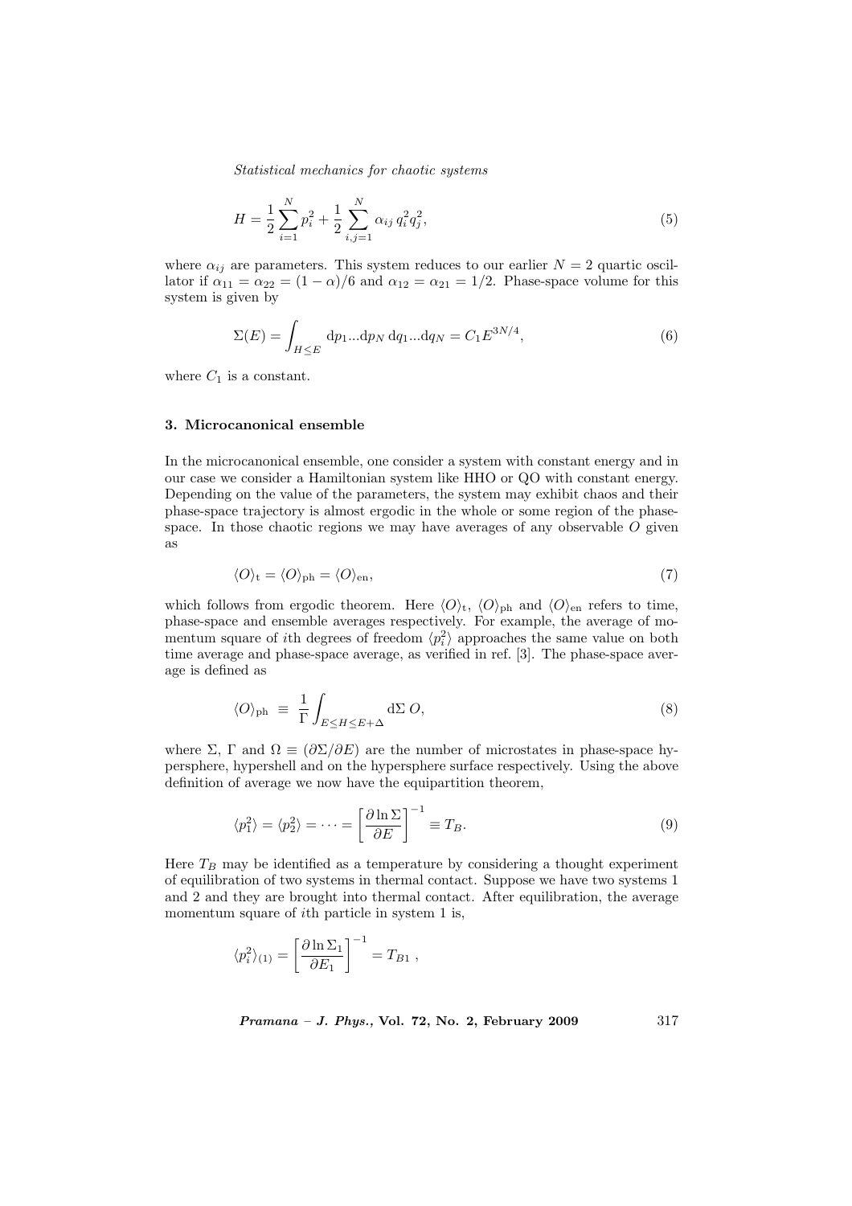$$H = \frac{1}{2}\sum_{i=1}^{N} p_i^2 + \frac{1}{2}\sum_{i,j=1}^{N} \alpha_{ij}\, q_i^2 q_j^2, \tag{5}$$

where $\alpha_{ij}$ are parameters. This system reduces to our earlier $N = 2$ quartic oscillator if $\alpha_{11} = \alpha_{22} = (1-\alpha)/6$ and $\alpha_{12} = \alpha_{21} = 1/2$. Phase-space volume for this system is given by

$$\Sigma(E) = \int_{H \leq E} \mathrm{d}p_1 ... \mathrm{d}p_N \, \mathrm{d}q_1 ... \mathrm{d}q_N = C_1 E^{3N/4}, \tag{6}$$

where $C_1$ is a constant.

### 3. Microcanonical ensemble

In the microcanonical ensemble, one consider a system with constant energy and in our case we consider a Hamiltonian system like HHO or QO with constant energy. Depending on the value of the parameters, the system may exhibit chaos and their phase-space trajectory is almost ergodic in the whole or some region of the phase-space. In those chaotic regions we may have averages of any observable $O$ given as

$$\langle O \rangle_{\mathrm{t}} = \langle O \rangle_{\mathrm{ph}} = \langle O \rangle_{\mathrm{en}}, \tag{7}$$

which follows from ergodic theorem. Here $\langle O \rangle_{\mathrm{t}}$, $\langle O \rangle_{\mathrm{ph}}$ and $\langle O \rangle_{\mathrm{en}}$ refers to time, phase-space and ensemble averages respectively. For example, the average of momentum square of $i$th degrees of freedom $\langle p_i^2 \rangle$ approaches the same value on both time average and phase-space average, as verified in ref. [3]. The phase-space average is defined as

$$\langle O \rangle_{\mathrm{ph}} \; \equiv \; \frac{1}{\Gamma} \int_{E \leq H \leq E+\Delta} \mathrm{d}\Sigma \, O, \tag{8}$$

where $\Sigma$, $\Gamma$ and $\Omega \equiv (\partial \Sigma / \partial E)$ are the number of microstates in phase-space hypersphere, hypershell and on the hypersphere surface respectively. Using the above definition of average we now have the equipartition theorem,

$$\langle p_1^2 \rangle = \langle p_2^2 \rangle = \cdots = \left[ \frac{\partial \ln \Sigma}{\partial E} \right]^{-1} \equiv T_B. \tag{9}$$

Here $T_B$ may be identified as a temperature by considering a thought experiment of equilibration of two systems in thermal contact. Suppose we have two systems 1 and 2 and they are brought into thermal contact. After equilibration, the average momentum square of $i$th particle in system 1 is,

$$\langle p_i^2 \rangle_{(1)} = \left[ \frac{\partial \ln \Sigma_1}{\partial E_1} \right]^{-1} = T_{B1} \, ,$$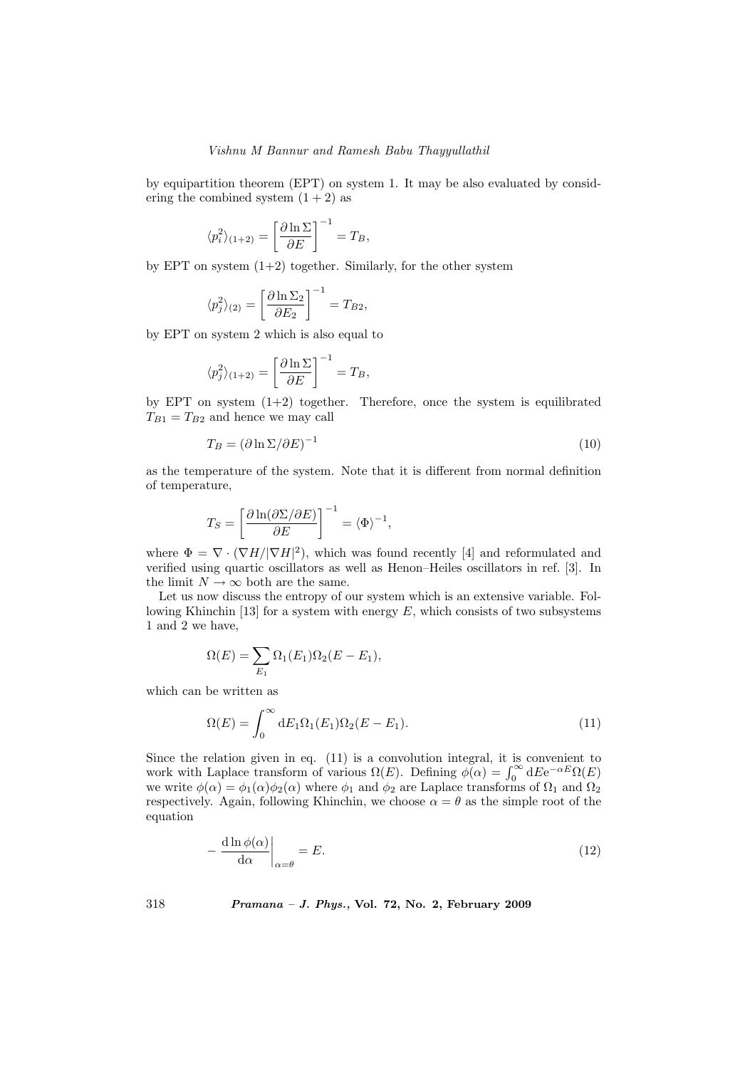by equipartition theorem (EPT) on system 1. It may be also evaluated by considering the combined system $(1+2)$ as

$$\langle p_i^2 \rangle_{(1+2)} = \left[ \frac{\partial \ln \Sigma}{\partial E} \right]^{-1} = T_B,$$

by EPT on system (1+2) together. Similarly, for the other system

$$\langle p_j^2 \rangle_{(2)} = \left[ \frac{\partial \ln \Sigma_2}{\partial E_2} \right]^{-1} = T_{B2},$$

by EPT on system 2 which is also equal to

$$\langle p_j^2 \rangle_{(1+2)} = \left[ \frac{\partial \ln \Sigma}{\partial E} \right]^{-1} = T_B,$$

by EPT on system (1+2) together. Therefore, once the system is equilibrated $T_{B1} = T_{B2}$ and hence we may call

$$T_B = (\partial \ln \Sigma / \partial E)^{-1} \tag{10}$$

as the temperature of the system. Note that it is different from normal definition of temperature,

$$T_S = \left[ \frac{\partial \ln(\partial \Sigma / \partial E)}{\partial E} \right]^{-1} = \langle \Phi \rangle^{-1},$$

where $\Phi = \nabla \cdot (\nabla H / |\nabla H|^2)$, which was found recently [4] and reformulated and verified using quartic oscillators as well as Henon–Heiles oscillators in ref. [3]. In the limit $N \to \infty$ both are the same.

Let us now discuss the entropy of our system which is an extensive variable. Following Khinchin [13] for a system with energy $E$, which consists of two subsystems 1 and 2 we have,

$$\Omega(E) = \sum_{E_1} \Omega_1(E_1) \Omega_2(E - E_1),$$

which can be written as

$$\Omega(E) = \int_0^\infty \mathrm{d}E_1 \Omega_1(E_1) \Omega_2(E - E_1). \tag{11}$$

Since the relation given in eq. (11) is a convolution integral, it is convenient to work with Laplace transform of various $\Omega(E)$. Defining $\phi(\alpha) = \int_0^\infty \mathrm{d}E \mathrm{e}^{-\alpha E} \Omega(E)$ we write $\phi(\alpha) = \phi_1(\alpha)\phi_2(\alpha)$ where $\phi_1$ and $\phi_2$ are Laplace transforms of $\Omega_1$ and $\Omega_2$ respectively. Again, following Khinchin, we choose $\alpha = \theta$ as the simple root of the equation

$$- \left. \frac{\mathrm{d} \ln \phi(\alpha)}{\mathrm{d}\alpha} \right|_{\alpha = \theta} = E. \tag{12}$$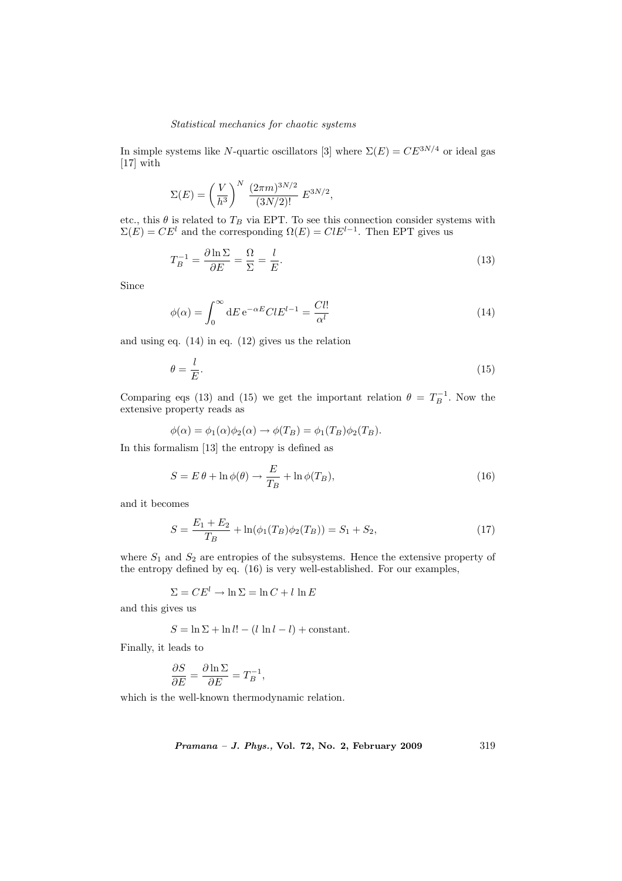In simple systems like $N$-quartic oscillators [3] where $\Sigma(E) = CE^{3N/4}$ or ideal gas [17] with

$$\Sigma(E) = \left(\frac{V}{h^3}\right)^N \frac{(2\pi m)^{3N/2}}{(3N/2)!} E^{3N/2},$$

etc., this $\theta$ is related to $T_B$ via EPT. To see this connection consider systems with $\Sigma(E) = CE^l$ and the corresponding $\Omega(E) = ClE^{l-1}$. Then EPT gives us

$$T_B^{-1} = \frac{\partial \ln \Sigma}{\partial E} = \frac{\Omega}{\Sigma} = \frac{l}{E}. \tag{13}$$

Since

$$\phi(\alpha) = \int_0^\infty \mathrm{d}E \, \mathrm{e}^{-\alpha E} ClE^{l-1} = \frac{Cl!}{\alpha^l} \tag{14}$$

and using eq. (14) in eq. (12) gives us the relation

$$\theta = \frac{l}{E}. \tag{15}$$

Comparing eqs (13) and (15) we get the important relation $\theta = T_B^{-1}$. Now the extensive property reads as

$$\phi(\alpha) = \phi_1(\alpha)\phi_2(\alpha) \rightarrow \phi(T_B) = \phi_1(T_B)\phi_2(T_B).$$

In this formalism [13] the entropy is defined as

$$S = E\,\theta + \ln \phi(\theta) \rightarrow \frac{E}{T_B} + \ln \phi(T_B), \tag{16}$$

and it becomes

$$S = \frac{E_1 + E_2}{T_B} + \ln(\phi_1(T_B)\phi_2(T_B)) = S_1 + S_2, \tag{17}$$

where $S_1$ and $S_2$ are entropies of the subsystems. Hence the extensive property of the entropy defined by eq. (16) is very well-established. For our examples,

$$\Sigma = CE^l \rightarrow \ln \Sigma = \ln C + l \ln E$$

and this gives us

$$S = \ln \Sigma + \ln l! - (l \ln l - l) + \text{constant}.$$

Finally, it leads to

$$\frac{\partial S}{\partial E} = \frac{\partial \ln \Sigma}{\partial E} = T_B^{-1},$$

which is the well-known thermodynamic relation.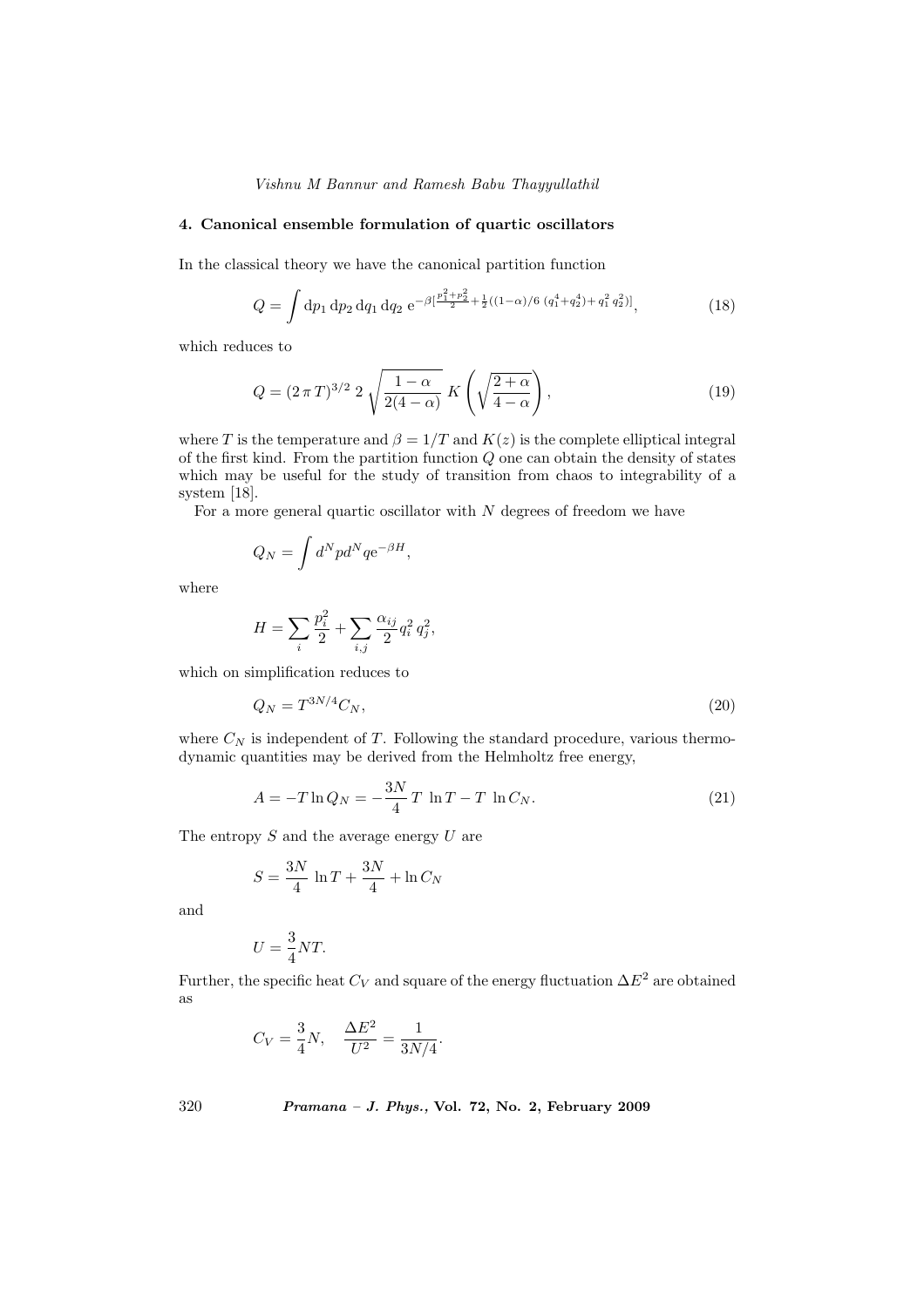### 4. Canonical ensemble formulation of quartic oscillators

In the classical theory we have the canonical partition function

$$Q = \int \mathrm{d}p_1\,\mathrm{d}p_2\,\mathrm{d}q_1\,\mathrm{d}q_2\;\mathrm{e}^{-\beta[\frac{p_1^2+p_2^2}{2}+\frac{1}{2}((1-\alpha)/6\;(q_1^4+q_2^4)+q_1^2\,q_2^2)]}, \tag{18}$$

which reduces to

$$Q = (2\,\pi\,T)^{3/2}\;2\,\sqrt{\frac{1-\alpha}{2(4-\alpha)}}\;K\left(\sqrt{\frac{2+\alpha}{4-\alpha}}\right), \tag{19}$$

where $T$ is the temperature and $\beta = 1/T$ and $K(z)$ is the complete elliptical integral of the first kind. From the partition function $Q$ one can obtain the density of states which may be useful for the study of transition from chaos to integrability of a system [18].

For a more general quartic oscillator with $N$ degrees of freedom we have

$$Q_N = \int d^N p d^N q \mathrm{e}^{-\beta H},$$

where

$$H = \sum_i \frac{p_i^2}{2} + \sum_{i,j} \frac{\alpha_{ij}}{2} q_i^2\,q_j^2,$$

which on simplification reduces to

$$Q_N = T^{3N/4} C_N, \tag{20}$$

where $C_N$ is independent of $T$. Following the standard procedure, various thermodynamic quantities may be derived from the Helmholtz free energy,

$$A = -T \ln Q_N = -\frac{3N}{4}\,T\;\ln T - T\;\ln C_N. \tag{21}$$

The entropy $S$ and the average energy $U$ are

$$S = \frac{3N}{4}\;\ln T + \frac{3N}{4} + \ln C_N$$

and

$$U = \frac{3}{4} N T.$$

Further, the specific heat $C_V$ and square of the energy fluctuation $\Delta E^2$ are obtained as

$$C_V = \frac{3}{4} N, \quad \frac{\Delta E^2}{U^2} = \frac{1}{3N/4}.$$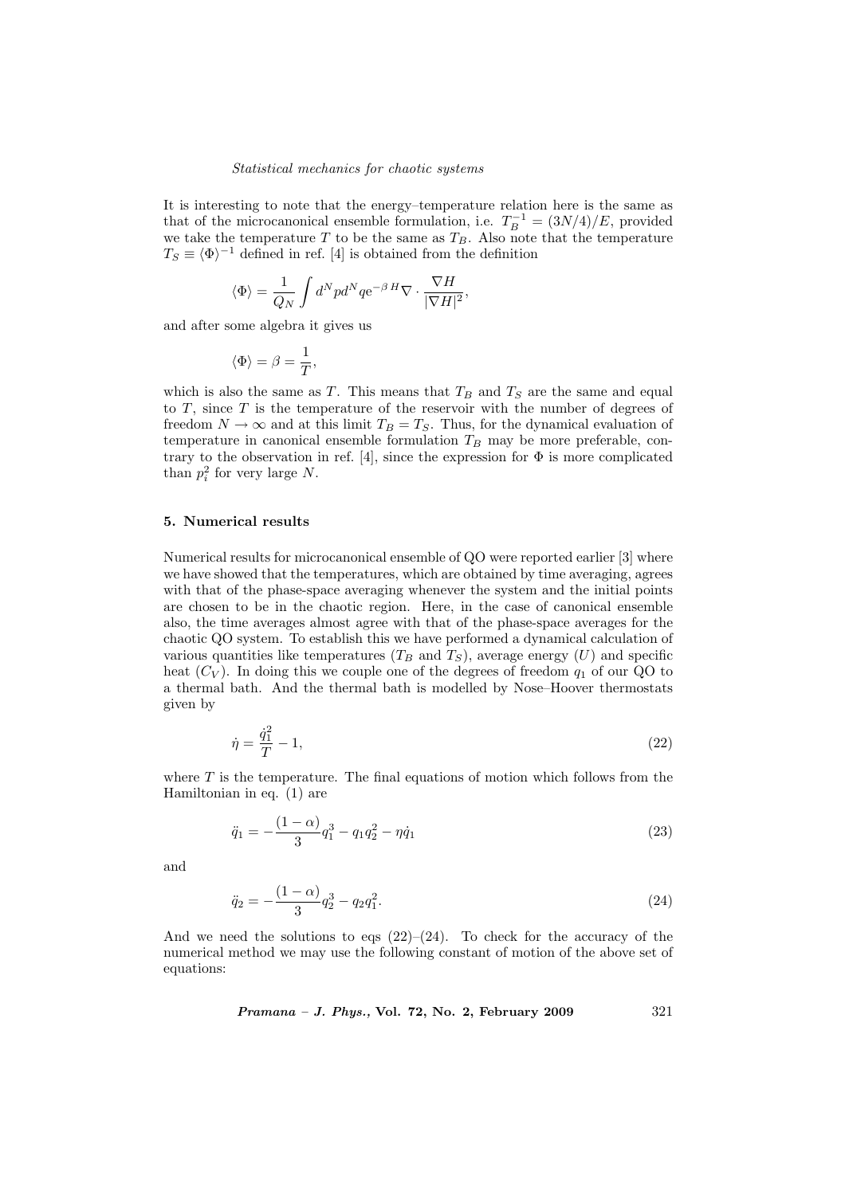It is interesting to note that the energy–temperature relation here is the same as that of the microcanonical ensemble formulation, i.e. $T_B^{-1} = (3N/4)/E$, provided we take the temperature $T$ to be the same as $T_B$. Also note that the temperature $T_S \equiv \langle \Phi \rangle^{-1}$ defined in ref. [4] is obtained from the definition

$$\langle \Phi \rangle = \frac{1}{Q_N} \int d^N p d^N q \mathrm{e}^{-\beta H} \nabla \cdot \frac{\nabla H}{|\nabla H|^2},$$

and after some algebra it gives us

$$\langle \Phi \rangle = \beta = \frac{1}{T},$$

which is also the same as $T$. This means that $T_B$ and $T_S$ are the same and equal to $T$, since $T$ is the temperature of the reservoir with the number of degrees of freedom $N \to \infty$ and at this limit $T_B = T_S$. Thus, for the dynamical evaluation of temperature in canonical ensemble formulation $T_B$ may be more preferable, contrary to the observation in ref. [4], since the expression for $\Phi$ is more complicated than $p_i^2$ for very large $N$.

## 5. Numerical results

Numerical results for microcanonical ensemble of QO were reported earlier [3] where we have showed that the temperatures, which are obtained by time averaging, agrees with that of the phase-space averaging whenever the system and the initial points are chosen to be in the chaotic region. Here, in the case of canonical ensemble also, the time averages almost agree with that of the phase-space averages for the chaotic QO system. To establish this we have performed a dynamical calculation of various quantities like temperatures ($T_B$ and $T_S$), average energy ($U$) and specific heat ($C_V$). In doing this we couple one of the degrees of freedom $q_1$ of our QO to a thermal bath. And the thermal bath is modelled by Nose–Hoover thermostats given by

$$\dot{\eta} = \frac{\dot{q}_1^2}{T} - 1, \tag{22}$$

where $T$ is the temperature. The final equations of motion which follows from the Hamiltonian in eq. (1) are

$$\ddot{q}_1 = -\frac{(1-\alpha)}{3} q_1^3 - q_1 q_2^2 - \eta \dot{q}_1 \tag{23}$$

and

$$\ddot{q}_2 = -\frac{(1-\alpha)}{3} q_2^3 - q_2 q_1^2. \tag{24}$$

And we need the solutions to eqs (22)–(24). To check for the accuracy of the numerical method we may use the following constant of motion of the above set of equations: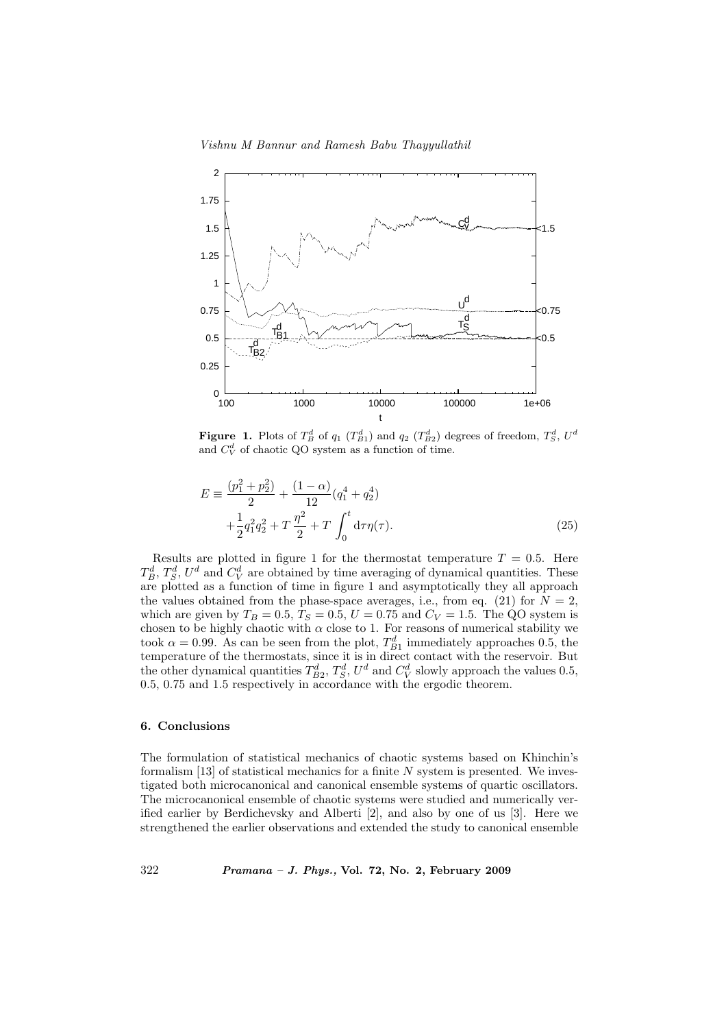**Figure 1.** Plots of $T_B^d$ of $q_1$ ($T_{B1}^d$) and $q_2$ ($T_{B2}^d$) degrees of freedom, $T_S^d$, $U^d$ and $C_V^d$ of chaotic QO system as a function of time.

$$
\begin{aligned}
E \equiv & \frac{(p_1^2 + p_2^2)}{2} + \frac{(1-\alpha)}{12}(q_1^4 + q_2^4) \\
& + \frac{1}{2} q_1^2 q_2^2 + T\,\frac{\eta^2}{2} + T \int_0^t \mathrm{d}\tau \eta(\tau).
\end{aligned} \tag{25}
$$

Results are plotted in figure 1 for the thermostat temperature $T = 0.5$. Here $T_B^d$, $T_S^d$, $U^d$ and $C_V^d$ are obtained by time averaging of dynamical quantities. These are plotted as a function of time in figure 1 and asymptotically they all approach the values obtained from the phase-space averages, i.e., from eq. (21) for $N = 2$, which are given by $T_B = 0.5$, $T_S = 0.5$, $U = 0.75$ and $C_V = 1.5$. The QO system is chosen to be highly chaotic with $\alpha$ close to 1. For reasons of numerical stability we took $\alpha = 0.99$. As can be seen from the plot, $T_{B1}^d$ immediately approaches 0.5, the temperature of the thermostats, since it is in direct contact with the reservoir. But the other dynamical quantities $T_{B2}^d$, $T_S^d$, $U^d$ and $C_V^d$ slowly approach the values 0.5, 0.5, 0.75 and 1.5 respectively in accordance with the ergodic theorem.

## 6. Conclusions

The formulation of statistical mechanics of chaotic systems based on Khinchin's formalism [13] of statistical mechanics for a finite $N$ system is presented. We investigated both microcanonical and canonical ensemble systems of quartic oscillators. The microcanonical ensemble of chaotic systems were studied and numerically verified earlier by Berdichevsky and Alberti [2], and also by one of us [3]. Here we strengthened the earlier observations and extended the study to canonical ensemble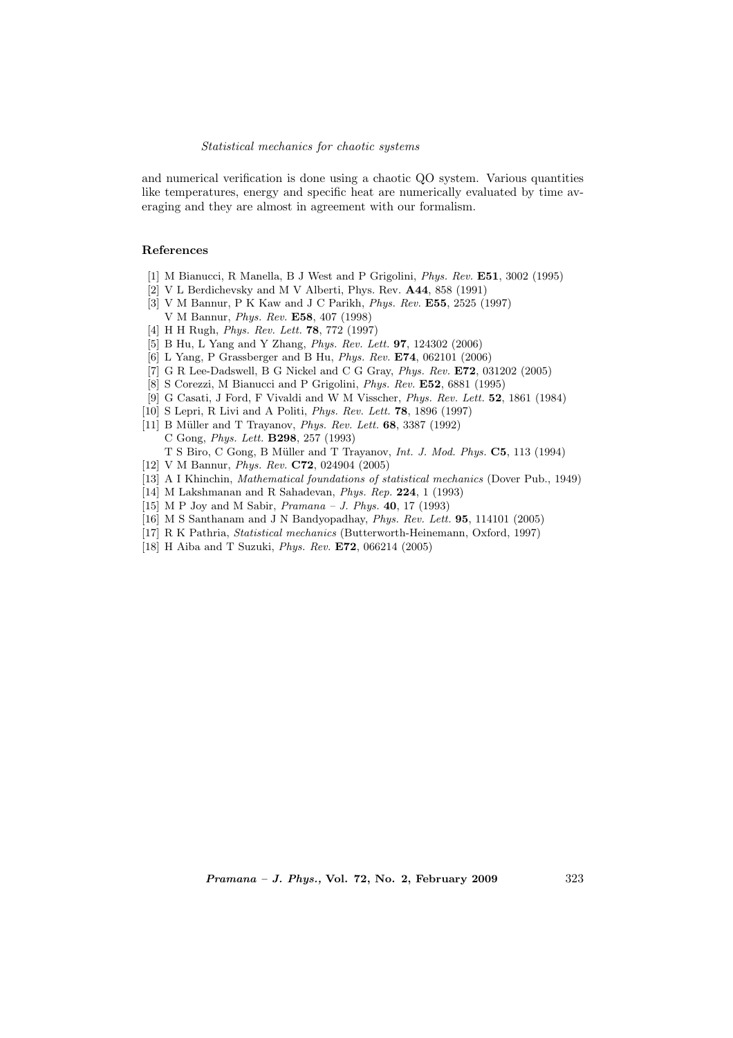and numerical verification is done using a chaotic QO system. Various quantities like temperatures, energy and specific heat are numerically evaluated by time averaging and they are almost in agreement with our formalism.

## References

[1] M Bianucci, R Manella, B J West and P Grigolini, *Phys. Rev.* **E51**, 3002 (1995)
[2] V L Berdichevsky and M V Alberti, Phys. Rev. **A44**, 858 (1991)
[3] V M Bannur, P K Kaw and J C Parikh, *Phys. Rev.* **E55**, 2525 (1997)
V M Bannur, *Phys. Rev.* **E58**, 407 (1998)
[4] H H Rugh, *Phys. Rev. Lett.* **78**, 772 (1997)
[5] B Hu, L Yang and Y Zhang, *Phys. Rev. Lett.* **97**, 124302 (2006)
[6] L Yang, P Grassberger and B Hu, *Phys. Rev.* **E74**, 062101 (2006)
[7] G R Lee-Dadswell, B G Nickel and C G Gray, *Phys. Rev.* **E72**, 031202 (2005)
[8] S Corezzi, M Bianucci and P Grigolini, *Phys. Rev.* **E52**, 6881 (1995)
[9] G Casati, J Ford, F Vivaldi and W M Visscher, *Phys. Rev. Lett.* **52**, 1861 (1984)
[10] S Lepri, R Livi and A Politi, *Phys. Rev. Lett.* **78**, 1896 (1997)
[11] B Müller and T Trayanov, *Phys. Rev. Lett.* **68**, 3387 (1992)
C Gong, *Phys. Lett.* **B298**, 257 (1993)
T S Biro, C Gong, B Müller and T Trayanov, *Int. J. Mod. Phys.* **C5**, 113 (1994)
[12] V M Bannur, *Phys. Rev.* **C72**, 024904 (2005)
[13] A I Khinchin, *Mathematical foundations of statistical mechanics* (Dover Pub., 1949)
[14] M Lakshmanan and R Sahadevan, *Phys. Rep.* **224**, 1 (1993)
[15] M P Joy and M Sabir, *Pramana – J. Phys.* **40**, 17 (1993)
[16] M S Santhanam and J N Bandyopadhay, *Phys. Rev. Lett.* **95**, 114101 (2005)
[17] R K Pathria, *Statistical mechanics* (Butterworth-Heinemann, Oxford, 1997)
[18] H Aiba and T Suzuki, *Phys. Rev.* **E72**, 066214 (2005)